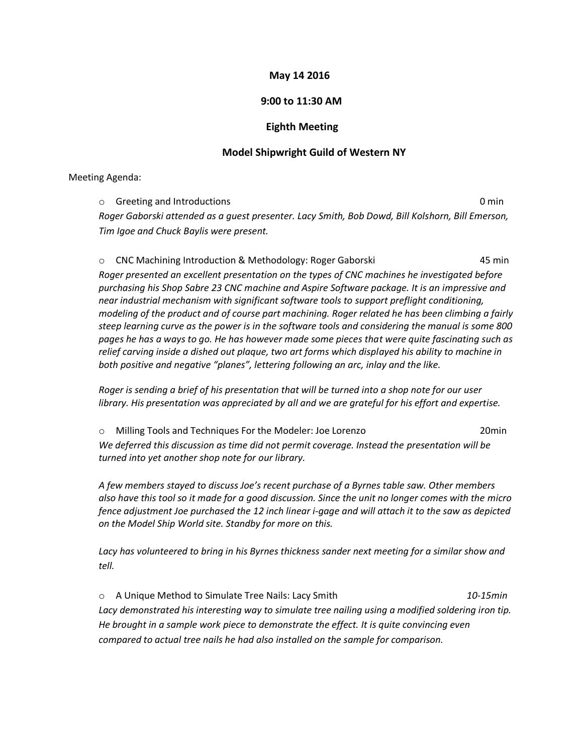**May 14 2016**

**9:00 to 11:30 AM**

**Eighth Meeting**

**Model Shipwright Guild of Western NY**

Meeting Agenda:

- Greeting and Introductions — 0 min

  *Roger Gaborski attended as a guest presenter. Lacy Smith, Bob Dowd, Bill Kolshorn, Bill Emerson, Tim Igoe and Chuck Baylis were present.*

- CNC Machining Introduction & Methodology: Roger Gaborski — 45 min

  *Roger presented an excellent presentation on the types of CNC machines he investigated before purchasing his Shop Sabre 23 CNC machine and Aspire Software package. It is an impressive and near industrial mechanism with significant software tools to support preflight conditioning, modeling of the product and of course part machining. Roger related he has been climbing a fairly steep learning curve as the power is in the software tools and considering the manual is some 800 pages he has a ways to go. He has however made some pieces that were quite fascinating such as relief carving inside a dished out plaque, two art forms which displayed his ability to machine in both positive and negative "planes", lettering following an arc, inlay and the like.*

  *Roger is sending a brief of his presentation that will be turned into a shop note for our user library. His presentation was appreciated by all and we are grateful for his effort and expertise.*

- Milling Tools and Techniques For the Modeler: Joe Lorenzo — 20min

  *We deferred this discussion as time did not permit coverage. Instead the presentation will be turned into yet another shop note for our library.*

  *A few members stayed to discuss Joe's recent purchase of a Byrnes table saw. Other members also have this tool so it made for a good discussion. Since the unit no longer comes with the micro fence adjustment Joe purchased the 12 inch linear i-gage and will attach it to the saw as depicted on the Model Ship World site. Standby for more on this.*

  *Lacy has volunteered to bring in his Byrnes thickness sander next meeting for a similar show and tell.*

- A Unique Method to Simulate Tree Nails: Lacy Smith — *10-15min*

  *Lacy demonstrated his interesting way to simulate tree nailing using a modified soldering iron tip. He brought in a sample work piece to demonstrate the effect. It is quite convincing even compared to actual tree nails he had also installed on the sample for comparison.*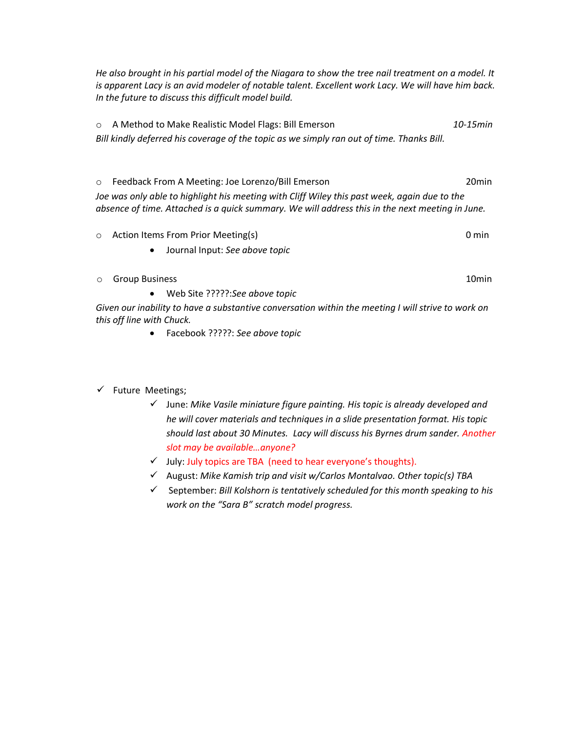*He also brought in his partial model of the Niagara to show the tree nail treatment on a model. It is apparent Lacy is an avid modeler of notable talent. Excellent work Lacy. We will have him back. In the future to discuss this difficult model build.*

- A Method to Make Realistic Model Flags: Bill Emerson — *10-15min*

*Bill kindly deferred his coverage of the topic as we simply ran out of time. Thanks Bill.*

- Feedback From A Meeting: Joe Lorenzo/Bill Emerson — 20min

*Joe was only able to highlight his meeting with Cliff Wiley this past week, again due to the absence of time. Attached is a quick summary. We will address this in the next meeting in June.*

- Action Items From Prior Meeting(s) — 0 min
  - Journal Input: *See above topic*

- Group Business — 10min
  - Web Site ?????:*See above topic*

*Given our inability to have a substantive conversation within the meeting I will strive to work on this off line with Chuck.*

  - Facebook ?????: *See above topic*

✓ Future Meetings;

- ✓ June: *Mike Vasile miniature figure painting. His topic is already developed and he will cover materials and techniques in a slide presentation format. His topic should last about 30 Minutes. Lacy will discuss his Byrnes drum sander. Another slot may be available…anyone?*
- ✓ July: July topics are TBA (need to hear everyone's thoughts).
- ✓ August: *Mike Kamish trip and visit w/Carlos Montalvao. Other topic(s) TBA*
- ✓ September: *Bill Kolshorn is tentatively scheduled for this month speaking to his work on the "Sara B" scratch model progress.*